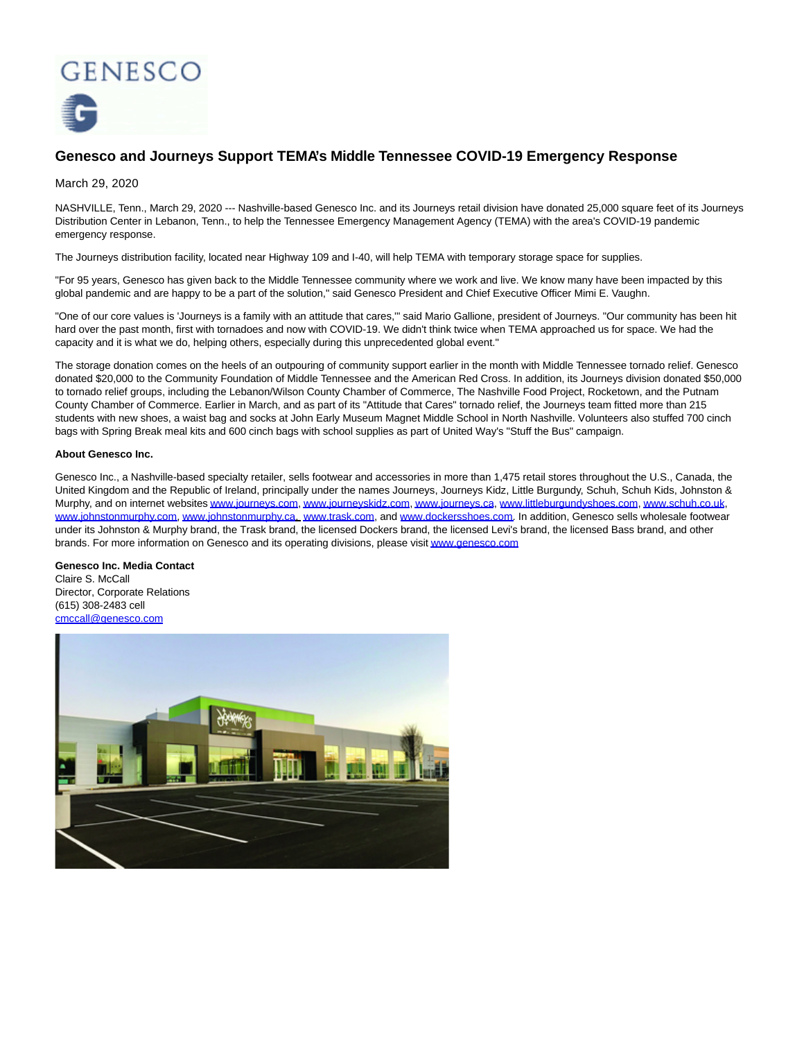# Genesco and Journeys Support TEMA's Middle Tennessee COVID-19 Emergency Response

March 29, 2020

NASHVILLE, Tenn., March 29, 2020 --- Nashville-based Genesco Inc. and its Journeys retail division have donated 25,000 square feet of its Journeys Distribution Center in Lebanon, Tenn., to help the Tennessee Emergency Management Agency (TEMA) with the area's COVID-19 pandemic emergency response.

The Journeys distribution facility, located near Highway 109 and I-40, will help TEMA with temporary storage space for supplies.

"For 95 years, Genesco has given back to the Middle Tennessee community where we work and live. We know many have been impacted by this global pandemic and are happy to be a part of the solution," said Genesco President and Chief Executive Officer Mimi E. Vaughn.

"One of our core values is 'Journeys is a family with an attitude that cares,'" said Mario Gallione, president of Journeys. "Our community has been hit hard over the past month, first with tornadoes and now with COVID-19. We didn't think twice when TEMA approached us for space. We had the capacity and it is what we do, helping others, especially during this unprecedented global event."

The storage donation comes on the heels of an outpouring of community support earlier in the month with Middle Tennessee tornado relief. Genesco donated $20,000 to the Community Foundation of Middle Tennessee and the American Red Cross. In addition, its Journeys division donated $50,000 to tornado relief groups, including the Lebanon/Wilson County Chamber of Commerce, The Nashville Food Project, Rocketown, and the Putnam County Chamber of Commerce. Earlier in March, and as part of its "Attitude that Cares" tornado relief, the Journeys team fitted more than 215 students with new shoes, a waist bag and socks at John Early Museum Magnet Middle School in North Nashville. Volunteers also stuffed 700 cinch bags with Spring Break meal kits and 600 cinch bags with school supplies as part of United Way's "Stuff the Bus" campaign.

**About Genesco Inc.**

Genesco Inc., a Nashville-based specialty retailer, sells footwear and accessories in more than 1,475 retail stores throughout the U.S., Canada, the United Kingdom and the Republic of Ireland, principally under the names Journeys, Journeys Kidz, Little Burgundy, Schuh, Schuh Kids, Johnston & Murphy, and on internet websites www.journeys.com, www.journeyskidz.com, www.journeys.ca, www.littleburgundyshoes.com, www.schuh.co.uk, www.johnstonmurphy.com, www.johnstonmurphy.ca, www.trask.com, and www.dockersshoes.com. In addition, Genesco sells wholesale footwear under its Johnston & Murphy brand, the Trask brand, the licensed Dockers brand, the licensed Levi's brand, the licensed Bass brand, and other brands. For more information on Genesco and its operating divisions, please visit www.genesco.com

**Genesco Inc. Media Contact**
Claire S. McCall
Director, Corporate Relations
(615) 308-2483 cell
cmccall@genesco.com